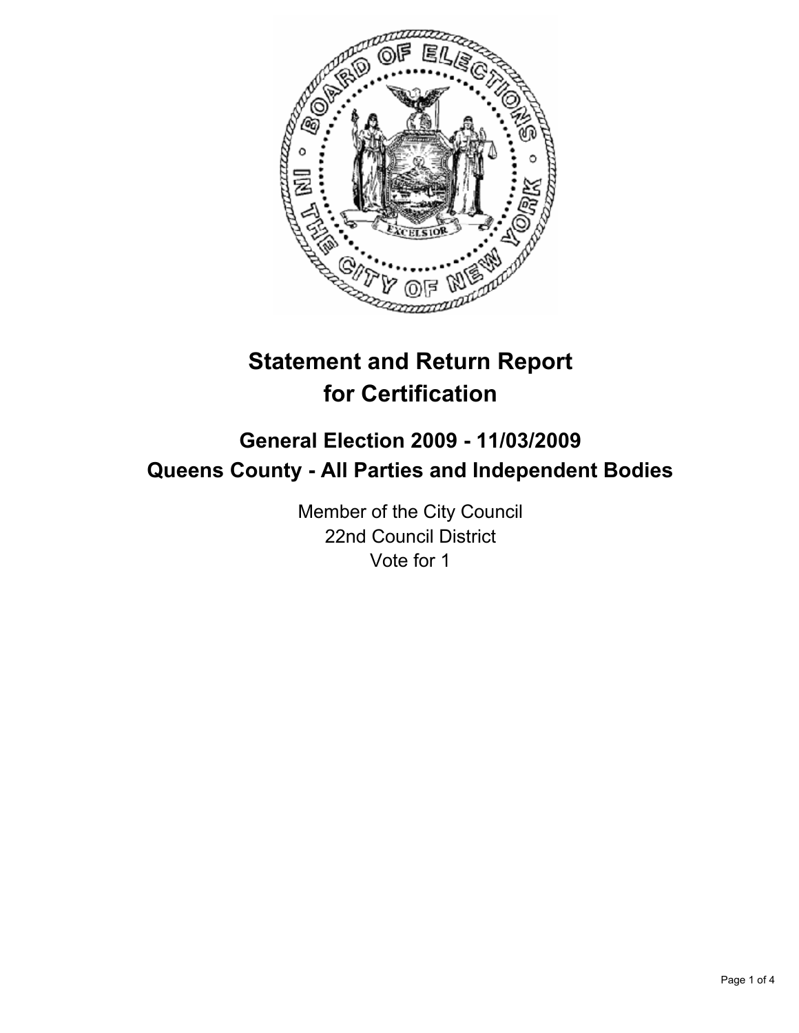# Statement and Return Report for Certification

## General Election 2009 - 11/03/2009
## Queens County - All Parties and Independent Bodies

Member of the City Council
22nd Council District
Vote for 1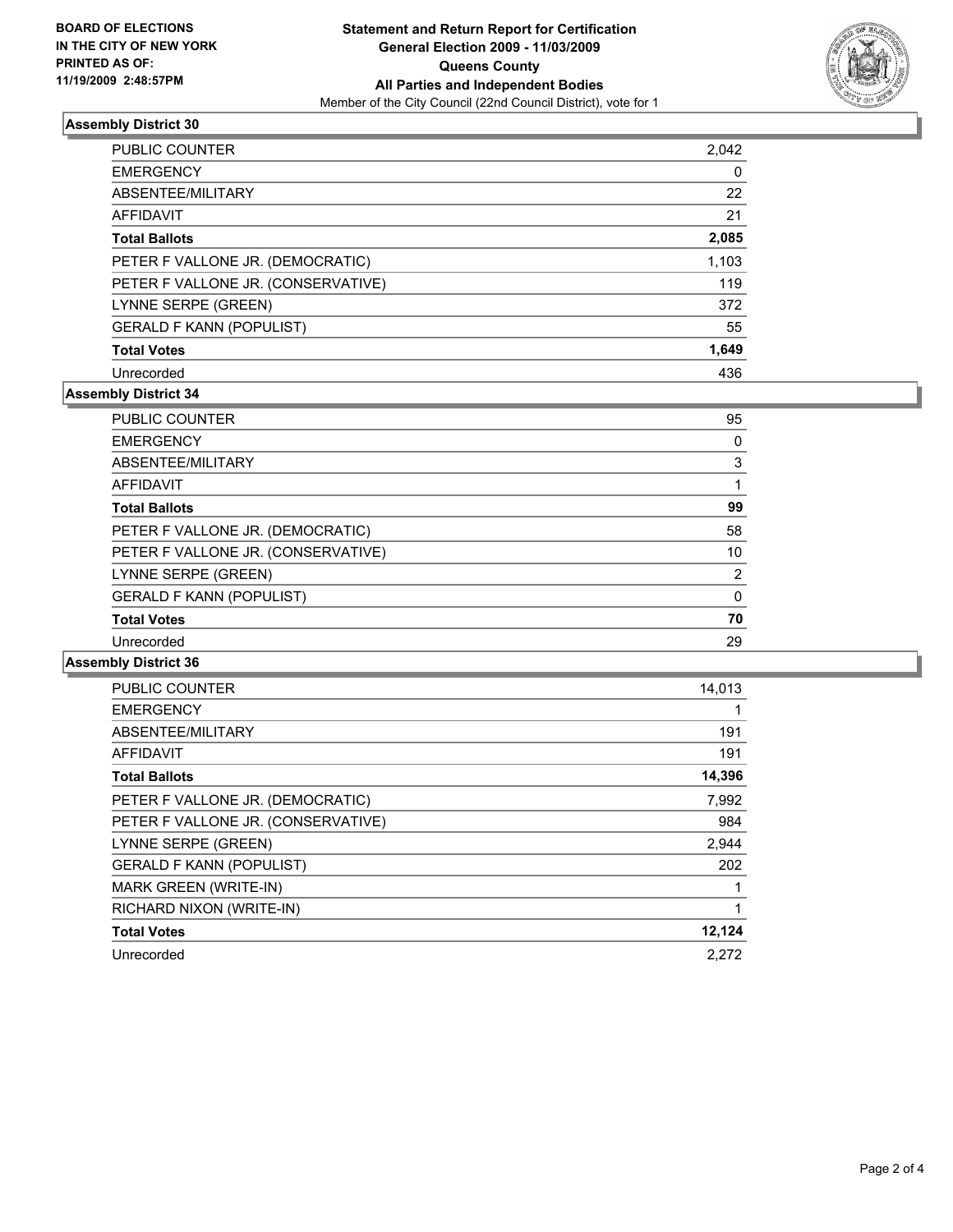**BOARD OF ELECTIONS IN THE CITY OF NEW YORK PRINTED AS OF: 11/19/2009 2:48:57PM**

**Statement and Return Report for Certification General Election 2009 - 11/03/2009 Queens County All Parties and Independent Bodies**

Member of the City Council (22nd Council District), vote for 1

### Assembly District 30

| | |
|---|---|
| PUBLIC COUNTER | 2,042 |
| EMERGENCY | 0 |
| ABSENTEE/MILITARY | 22 |
| AFFIDAVIT | 21 |
| **Total Ballots** | **2,085** |
| PETER F VALLONE JR. (DEMOCRATIC) | 1,103 |
| PETER F VALLONE JR. (CONSERVATIVE) | 119 |
| LYNNE SERPE (GREEN) | 372 |
| GERALD F KANN (POPULIST) | 55 |
| **Total Votes** | **1,649** |
| Unrecorded | 436 |

### Assembly District 34

| | |
|---|---|
| PUBLIC COUNTER | 95 |
| EMERGENCY | 0 |
| ABSENTEE/MILITARY | 3 |
| AFFIDAVIT | 1 |
| **Total Ballots** | **99** |
| PETER F VALLONE JR. (DEMOCRATIC) | 58 |
| PETER F VALLONE JR. (CONSERVATIVE) | 10 |
| LYNNE SERPE (GREEN) | 2 |
| GERALD F KANN (POPULIST) | 0 |
| **Total Votes** | **70** |
| Unrecorded | 29 |

### Assembly District 36

| | |
|---|---|
| PUBLIC COUNTER | 14,013 |
| EMERGENCY | 1 |
| ABSENTEE/MILITARY | 191 |
| AFFIDAVIT | 191 |
| **Total Ballots** | **14,396** |
| PETER F VALLONE JR. (DEMOCRATIC) | 7,992 |
| PETER F VALLONE JR. (CONSERVATIVE) | 984 |
| LYNNE SERPE (GREEN) | 2,944 |
| GERALD F KANN (POPULIST) | 202 |
| MARK GREEN (WRITE-IN) | 1 |
| RICHARD NIXON (WRITE-IN) | 1 |
| **Total Votes** | **12,124** |
| Unrecorded | 2,272 |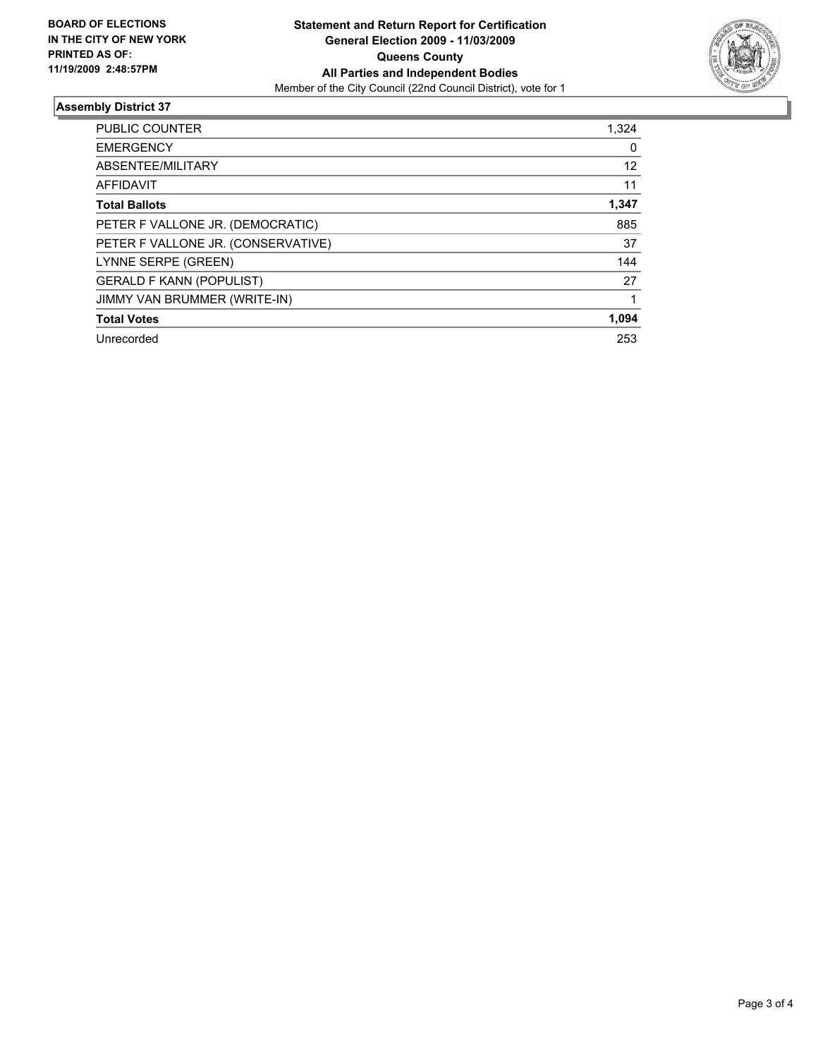**BOARD OF ELECTIONS IN THE CITY OF NEW YORK PRINTED AS OF: 11/19/2009 2:48:57PM**

**Statement and Return Report for Certification**
**General Election 2009 - 11/03/2009**
**Queens County**
**All Parties and Independent Bodies**
Member of the City Council (22nd Council District), vote for 1

## Assembly District 37

| | |
|---|---|
| PUBLIC COUNTER | 1,324 |
| EMERGENCY | 0 |
| ABSENTEE/MILITARY | 12 |
| AFFIDAVIT | 11 |
| **Total Ballots** | **1,347** |
| PETER F VALLONE JR. (DEMOCRATIC) | 885 |
| PETER F VALLONE JR. (CONSERVATIVE) | 37 |
| LYNNE SERPE (GREEN) | 144 |
| GERALD F KANN (POPULIST) | 27 |
| JIMMY VAN BRUMMER (WRITE-IN) | 1 |
| **Total Votes** | **1,094** |
| Unrecorded | 253 |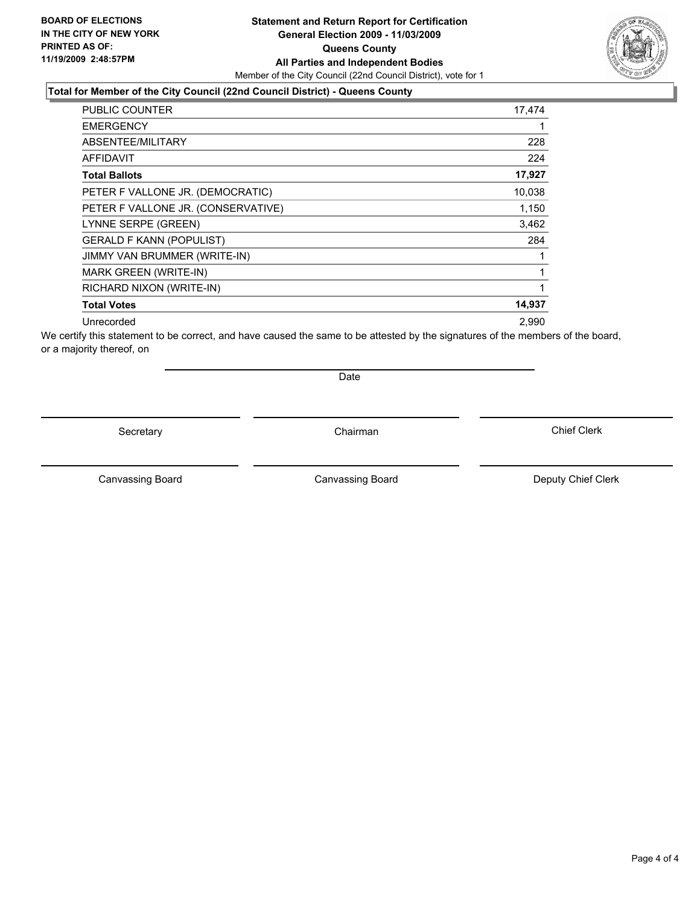**BOARD OF ELECTIONS IN THE CITY OF NEW YORK PRINTED AS OF: 11/19/2009 2:48:57PM**

**Statement and Return Report for Certification General Election 2009 - 11/03/2009 Queens County All Parties and Independent Bodies**

Member of the City Council (22nd Council District), vote for 1

**Total for Member of the City Council (22nd Council District) - Queens County**

| | |
|---|---|
| PUBLIC COUNTER | 17,474 |
| EMERGENCY | 1 |
| ABSENTEE/MILITARY | 228 |
| AFFIDAVIT | 224 |
| **Total Ballots** | **17,927** |
| PETER F VALLONE JR. (DEMOCRATIC) | 10,038 |
| PETER F VALLONE JR. (CONSERVATIVE) | 1,150 |
| LYNNE SERPE (GREEN) | 3,462 |
| GERALD F KANN (POPULIST) | 284 |
| JIMMY VAN BRUMMER (WRITE-IN) | 1 |
| MARK GREEN (WRITE-IN) | 1 |
| RICHARD NIXON (WRITE-IN) | 1 |
| **Total Votes** | **14,937** |
| Unrecorded | 2,990 |

We certify this statement to be correct, and have caused the same to be attested by the signatures of the members of the board, or a majority thereof, on

Date

Secretary

Chairman

Chief Clerk

Canvassing Board

Canvassing Board

Deputy Chief Clerk